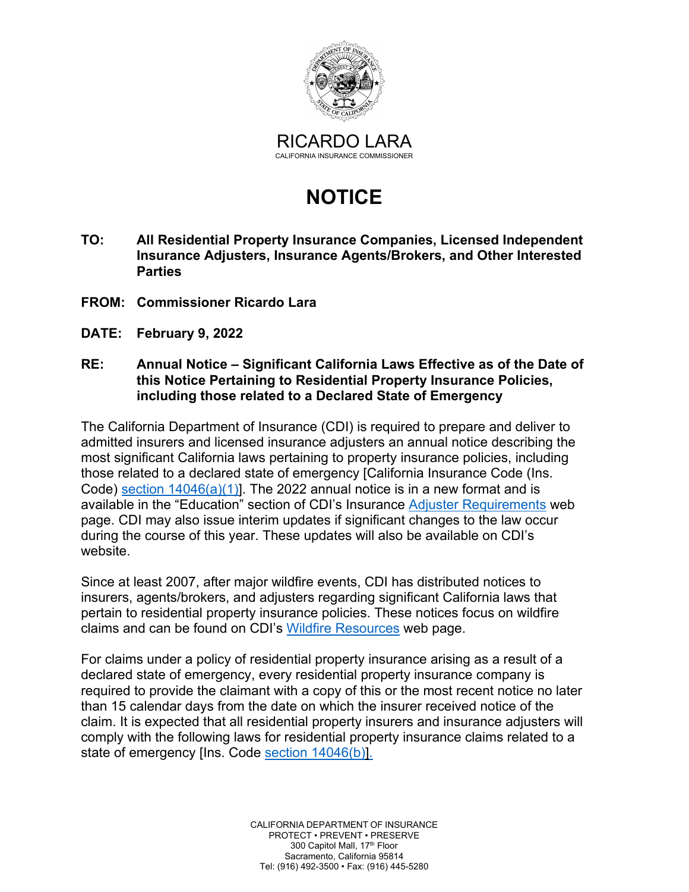RICARDO LARA
CALIFORNIA INSURANCE COMMISSIONER

# NOTICE

**TO:** **All Residential Property Insurance Companies, Licensed Independent Insurance Adjusters, Insurance Agents/Brokers, and Other Interested Parties**

**FROM:** **Commissioner Ricardo Lara**

**DATE:** **February 9, 2022**

**RE:** **Annual Notice – Significant California Laws Effective as of the Date of this Notice Pertaining to Residential Property Insurance Policies, including those related to a Declared State of Emergency**

The California Department of Insurance (CDI) is required to prepare and deliver to admitted insurers and licensed insurance adjusters an annual notice describing the most significant California laws pertaining to property insurance policies, including those related to a declared state of emergency [California Insurance Code (Ins. Code) section 14046(a)(1)]. The 2022 annual notice is in a new format and is available in the "Education" section of CDI's Insurance Adjuster Requirements web page. CDI may also issue interim updates if significant changes to the law occur during the course of this year. These updates will also be available on CDI's website.

Since at least 2007, after major wildfire events, CDI has distributed notices to insurers, agents/brokers, and adjusters regarding significant California laws that pertain to residential property insurance policies. These notices focus on wildfire claims and can be found on CDI's Wildfire Resources web page.

For claims under a policy of residential property insurance arising as a result of a declared state of emergency, every residential property insurance company is required to provide the claimant with a copy of this or the most recent notice no later than 15 calendar days from the date on which the insurer received notice of the claim. It is expected that all residential property insurers and insurance adjusters will comply with the following laws for residential property insurance claims related to a state of emergency [Ins. Code section 14046(b)].

CALIFORNIA DEPARTMENT OF INSURANCE
PROTECT • PREVENT • PRESERVE
300 Capitol Mall, 17th Floor
Sacramento, California 95814
Tel: (916) 492-3500 • Fax: (916) 445-5280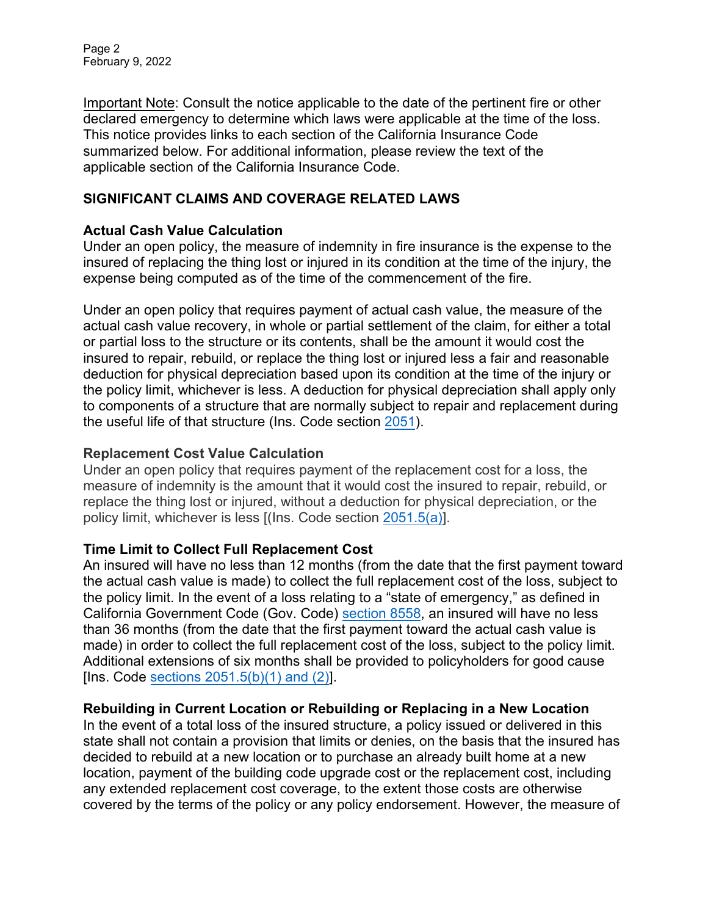Important Note: Consult the notice applicable to the date of the pertinent fire or other declared emergency to determine which laws were applicable at the time of the loss. This notice provides links to each section of the California Insurance Code summarized below. For additional information, please review the text of the applicable section of the California Insurance Code.

## SIGNIFICANT CLAIMS AND COVERAGE RELATED LAWS

### Actual Cash Value Calculation

Under an open policy, the measure of indemnity in fire insurance is the expense to the insured of replacing the thing lost or injured in its condition at the time of the injury, the expense being computed as of the time of the commencement of the fire.

Under an open policy that requires payment of actual cash value, the measure of the actual cash value recovery, in whole or partial settlement of the claim, for either a total or partial loss to the structure or its contents, shall be the amount it would cost the insured to repair, rebuild, or replace the thing lost or injured less a fair and reasonable deduction for physical depreciation based upon its condition at the time of the injury or the policy limit, whichever is less. A deduction for physical depreciation shall apply only to components of a structure that are normally subject to repair and replacement during the useful life of that structure (Ins. Code section 2051).

### Replacement Cost Value Calculation

Under an open policy that requires payment of the replacement cost for a loss, the measure of indemnity is the amount that it would cost the insured to repair, rebuild, or replace the thing lost or injured, without a deduction for physical depreciation, or the policy limit, whichever is less [(Ins. Code section 2051.5(a)].

### Time Limit to Collect Full Replacement Cost

An insured will have no less than 12 months (from the date that the first payment toward the actual cash value is made) to collect the full replacement cost of the loss, subject to the policy limit. In the event of a loss relating to a "state of emergency," as defined in California Government Code (Gov. Code) section 8558, an insured will have no less than 36 months (from the date that the first payment toward the actual cash value is made) in order to collect the full replacement cost of the loss, subject to the policy limit. Additional extensions of six months shall be provided to policyholders for good cause [Ins. Code sections 2051.5(b)(1) and (2)].

### Rebuilding in Current Location or Rebuilding or Replacing in a New Location

In the event of a total loss of the insured structure, a policy issued or delivered in this state shall not contain a provision that limits or denies, on the basis that the insured has decided to rebuild at a new location or to purchase an already built home at a new location, payment of the building code upgrade cost or the replacement cost, including any extended replacement cost coverage, to the extent those costs are otherwise covered by the terms of the policy or any policy endorsement. However, the measure of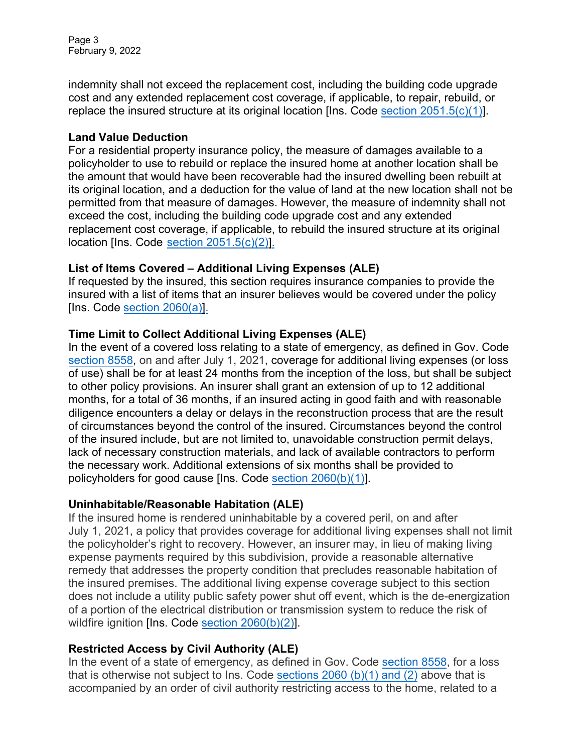indemnity shall not exceed the replacement cost, including the building code upgrade cost and any extended replacement cost coverage, if applicable, to repair, rebuild, or replace the insured structure at its original location [Ins. Code section 2051.5(c)(1)].

**Land Value Deduction**
For a residential property insurance policy, the measure of damages available to a policyholder to use to rebuild or replace the insured home at another location shall be the amount that would have been recoverable had the insured dwelling been rebuilt at its original location, and a deduction for the value of land at the new location shall not be permitted from that measure of damages. However, the measure of indemnity shall not exceed the cost, including the building code upgrade cost and any extended replacement cost coverage, if applicable, to rebuild the insured structure at its original location [Ins. Code section 2051.5(c)(2)].

**List of Items Covered – Additional Living Expenses (ALE)**
If requested by the insured, this section requires insurance companies to provide the insured with a list of items that an insurer believes would be covered under the policy [Ins. Code section 2060(a)].

**Time Limit to Collect Additional Living Expenses (ALE)**
In the event of a covered loss relating to a state of emergency, as defined in Gov. Code section 8558, on and after July 1, 2021, coverage for additional living expenses (or loss of use) shall be for at least 24 months from the inception of the loss, but shall be subject to other policy provisions. An insurer shall grant an extension of up to 12 additional months, for a total of 36 months, if an insured acting in good faith and with reasonable diligence encounters a delay or delays in the reconstruction process that are the result of circumstances beyond the control of the insured. Circumstances beyond the control of the insured include, but are not limited to, unavoidable construction permit delays, lack of necessary construction materials, and lack of available contractors to perform the necessary work. Additional extensions of six months shall be provided to policyholders for good cause [Ins. Code section 2060(b)(1)].

**Uninhabitable/Reasonable Habitation (ALE)**
If the insured home is rendered uninhabitable by a covered peril, on and after July 1, 2021, a policy that provides coverage for additional living expenses shall not limit the policyholder's right to recovery. However, an insurer may, in lieu of making living expense payments required by this subdivision, provide a reasonable alternative remedy that addresses the property condition that precludes reasonable habitation of the insured premises. The additional living expense coverage subject to this section does not include a utility public safety power shut off event, which is the de-energization of a portion of the electrical distribution or transmission system to reduce the risk of wildfire ignition [Ins. Code section 2060(b)(2)].

**Restricted Access by Civil Authority (ALE)**
In the event of a state of emergency, as defined in Gov. Code section 8558, for a loss that is otherwise not subject to Ins. Code sections 2060 (b)(1) and (2) above that is accompanied by an order of civil authority restricting access to the home, related to a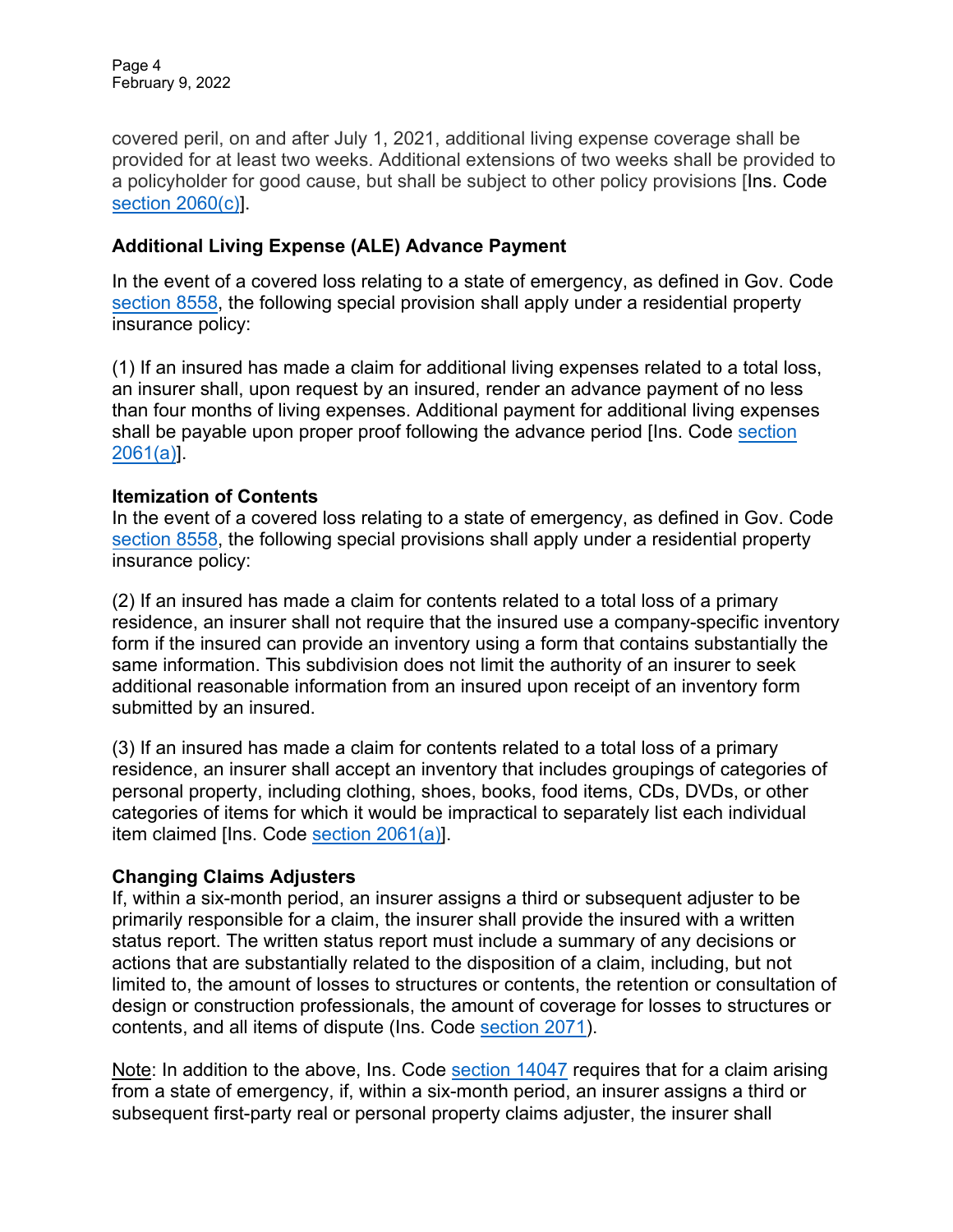covered peril, on and after July 1, 2021, additional living expense coverage shall be provided for at least two weeks. Additional extensions of two weeks shall be provided to a policyholder for good cause, but shall be subject to other policy provisions [Ins. Code section 2060(c)].

**Additional Living Expense (ALE) Advance Payment**

In the event of a covered loss relating to a state of emergency, as defined in Gov. Code section 8558, the following special provision shall apply under a residential property insurance policy:

(1) If an insured has made a claim for additional living expenses related to a total loss, an insurer shall, upon request by an insured, render an advance payment of no less than four months of living expenses. Additional payment for additional living expenses shall be payable upon proper proof following the advance period [Ins. Code section 2061(a)].

**Itemization of Contents**

In the event of a covered loss relating to a state of emergency, as defined in Gov. Code section 8558, the following special provisions shall apply under a residential property insurance policy:

(2) If an insured has made a claim for contents related to a total loss of a primary residence, an insurer shall not require that the insured use a company-specific inventory form if the insured can provide an inventory using a form that contains substantially the same information. This subdivision does not limit the authority of an insurer to seek additional reasonable information from an insured upon receipt of an inventory form submitted by an insured.

(3) If an insured has made a claim for contents related to a total loss of a primary residence, an insurer shall accept an inventory that includes groupings of categories of personal property, including clothing, shoes, books, food items, CDs, DVDs, or other categories of items for which it would be impractical to separately list each individual item claimed [Ins. Code section 2061(a)].

**Changing Claims Adjusters**

If, within a six-month period, an insurer assigns a third or subsequent adjuster to be primarily responsible for a claim, the insurer shall provide the insured with a written status report. The written status report must include a summary of any decisions or actions that are substantially related to the disposition of a claim, including, but not limited to, the amount of losses to structures or contents, the retention or consultation of design or construction professionals, the amount of coverage for losses to structures or contents, and all items of dispute (Ins. Code section 2071).

Note: In addition to the above, Ins. Code section 14047 requires that for a claim arising from a state of emergency, if, within a six-month period, an insurer assigns a third or subsequent first-party real or personal property claims adjuster, the insurer shall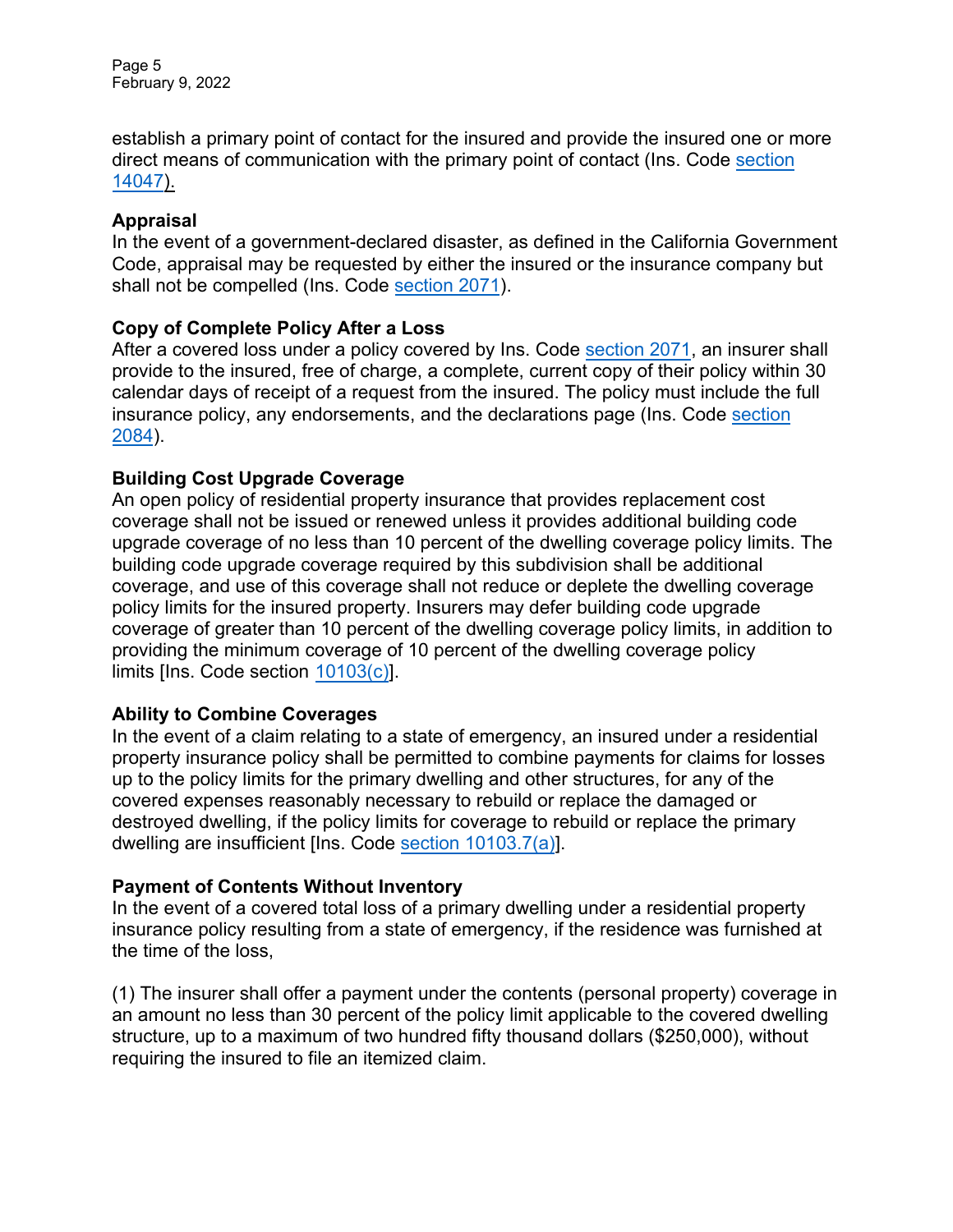establish a primary point of contact for the insured and provide the insured one or more direct means of communication with the primary point of contact (Ins. Code section 14047).

**Appraisal**
In the event of a government-declared disaster, as defined in the California Government Code, appraisal may be requested by either the insured or the insurance company but shall not be compelled (Ins. Code section 2071).

**Copy of Complete Policy After a Loss**
After a covered loss under a policy covered by Ins. Code section 2071, an insurer shall provide to the insured, free of charge, a complete, current copy of their policy within 30 calendar days of receipt of a request from the insured. The policy must include the full insurance policy, any endorsements, and the declarations page (Ins. Code section 2084).

**Building Cost Upgrade Coverage**
An open policy of residential property insurance that provides replacement cost coverage shall not be issued or renewed unless it provides additional building code upgrade coverage of no less than 10 percent of the dwelling coverage policy limits. The building code upgrade coverage required by this subdivision shall be additional coverage, and use of this coverage shall not reduce or deplete the dwelling coverage policy limits for the insured property. Insurers may defer building code upgrade coverage of greater than 10 percent of the dwelling coverage policy limits, in addition to providing the minimum coverage of 10 percent of the dwelling coverage policy limits [Ins. Code section 10103(c)].

**Ability to Combine Coverages**
In the event of a claim relating to a state of emergency, an insured under a residential property insurance policy shall be permitted to combine payments for claims for losses up to the policy limits for the primary dwelling and other structures, for any of the covered expenses reasonably necessary to rebuild or replace the damaged or destroyed dwelling, if the policy limits for coverage to rebuild or replace the primary dwelling are insufficient [Ins. Code section 10103.7(a)].

**Payment of Contents Without Inventory**
In the event of a covered total loss of a primary dwelling under a residential property insurance policy resulting from a state of emergency, if the residence was furnished at the time of the loss,

(1) The insurer shall offer a payment under the contents (personal property) coverage in an amount no less than 30 percent of the policy limit applicable to the covered dwelling structure, up to a maximum of two hundred fifty thousand dollars ($250,000), without requiring the insured to file an itemized claim.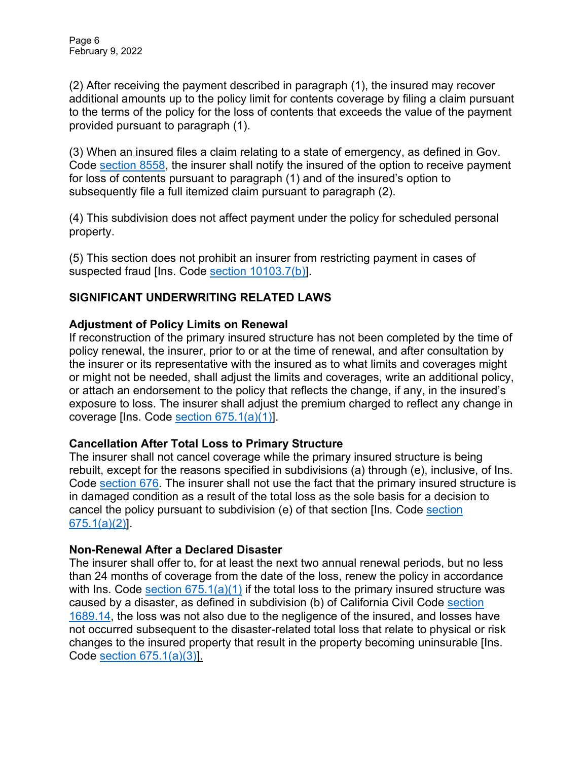(2) After receiving the payment described in paragraph (1), the insured may recover additional amounts up to the policy limit for contents coverage by filing a claim pursuant to the terms of the policy for the loss of contents that exceeds the value of the payment provided pursuant to paragraph (1).

(3) When an insured files a claim relating to a state of emergency, as defined in Gov. Code section 8558, the insurer shall notify the insured of the option to receive payment for loss of contents pursuant to paragraph (1) and of the insured's option to subsequently file a full itemized claim pursuant to paragraph (2).

(4) This subdivision does not affect payment under the policy for scheduled personal property.

(5) This section does not prohibit an insurer from restricting payment in cases of suspected fraud [Ins. Code section 10103.7(b)].

## SIGNIFICANT UNDERWRITING RELATED LAWS

### Adjustment of Policy Limits on Renewal

If reconstruction of the primary insured structure has not been completed by the time of policy renewal, the insurer, prior to or at the time of renewal, and after consultation by the insurer or its representative with the insured as to what limits and coverages might or might not be needed, shall adjust the limits and coverages, write an additional policy, or attach an endorsement to the policy that reflects the change, if any, in the insured's exposure to loss. The insurer shall adjust the premium charged to reflect any change in coverage [Ins. Code section 675.1(a)(1)].

### Cancellation After Total Loss to Primary Structure

The insurer shall not cancel coverage while the primary insured structure is being rebuilt, except for the reasons specified in subdivisions (a) through (e), inclusive, of Ins. Code section 676. The insurer shall not use the fact that the primary insured structure is in damaged condition as a result of the total loss as the sole basis for a decision to cancel the policy pursuant to subdivision (e) of that section [Ins. Code section 675.1(a)(2)].

### Non-Renewal After a Declared Disaster

The insurer shall offer to, for at least the next two annual renewal periods, but no less than 24 months of coverage from the date of the loss, renew the policy in accordance with Ins. Code section 675.1(a)(1) if the total loss to the primary insured structure was caused by a disaster, as defined in subdivision (b) of California Civil Code section 1689.14, the loss was not also due to the negligence of the insured, and losses have not occurred subsequent to the disaster-related total loss that relate to physical or risk changes to the insured property that result in the property becoming uninsurable [Ins. Code section 675.1(a)(3)].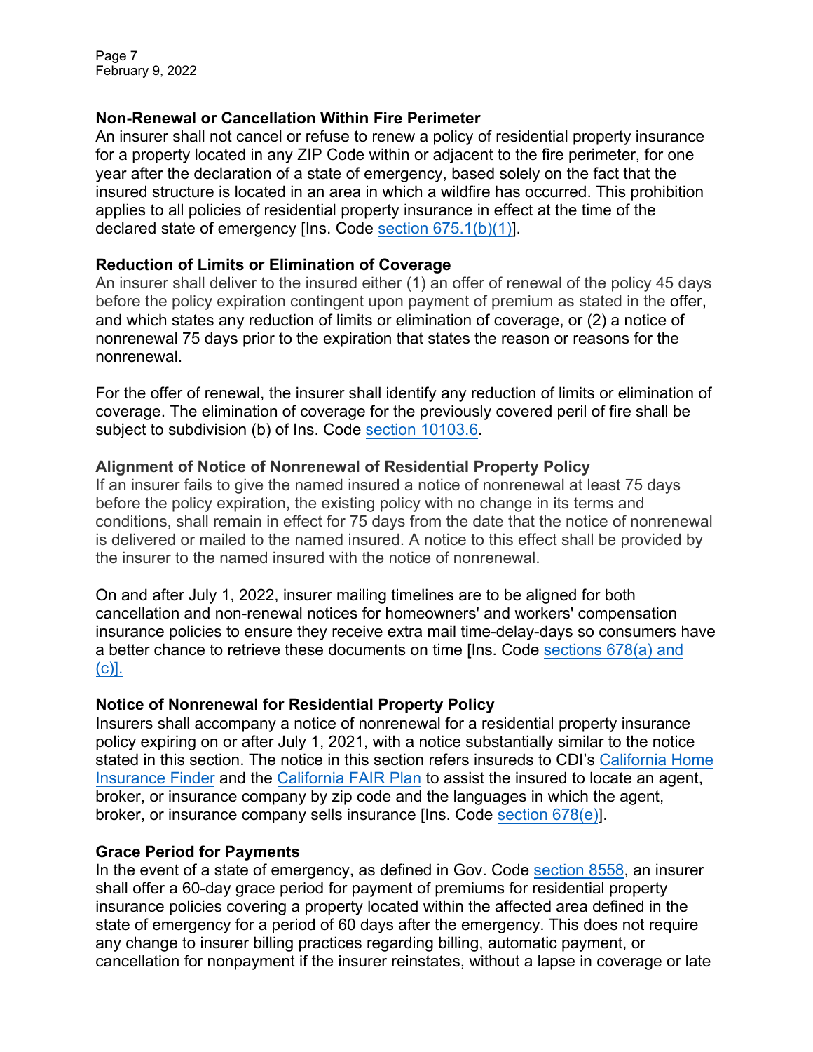### Non-Renewal or Cancellation Within Fire Perimeter

An insurer shall not cancel or refuse to renew a policy of residential property insurance for a property located in any ZIP Code within or adjacent to the fire perimeter, for one year after the declaration of a state of emergency, based solely on the fact that the insured structure is located in an area in which a wildfire has occurred. This prohibition applies to all policies of residential property insurance in effect at the time of the declared state of emergency [Ins. Code section 675.1(b)(1)].

### Reduction of Limits or Elimination of Coverage

An insurer shall deliver to the insured either (1) an offer of renewal of the policy 45 days before the policy expiration contingent upon payment of premium as stated in the offer, and which states any reduction of limits or elimination of coverage, or (2) a notice of nonrenewal 75 days prior to the expiration that states the reason or reasons for the nonrenewal.

For the offer of renewal, the insurer shall identify any reduction of limits or elimination of coverage. The elimination of coverage for the previously covered peril of fire shall be subject to subdivision (b) of Ins. Code section 10103.6.

### Alignment of Notice of Nonrenewal of Residential Property Policy

If an insurer fails to give the named insured a notice of nonrenewal at least 75 days before the policy expiration, the existing policy with no change in its terms and conditions, shall remain in effect for 75 days from the date that the notice of nonrenewal is delivered or mailed to the named insured. A notice to this effect shall be provided by the insurer to the named insured with the notice of nonrenewal.

On and after July 1, 2022, insurer mailing timelines are to be aligned for both cancellation and non-renewal notices for homeowners' and workers' compensation insurance policies to ensure they receive extra mail time-delay-days so consumers have a better chance to retrieve these documents on time [Ins. Code sections 678(a) and (c)].

### Notice of Nonrenewal for Residential Property Policy

Insurers shall accompany a notice of nonrenewal for a residential property insurance policy expiring on or after July 1, 2021, with a notice substantially similar to the notice stated in this section. The notice in this section refers insureds to CDI's California Home Insurance Finder and the California FAIR Plan to assist the insured to locate an agent, broker, or insurance company by zip code and the languages in which the agent, broker, or insurance company sells insurance [Ins. Code section 678(e)].

### Grace Period for Payments

In the event of a state of emergency, as defined in Gov. Code section 8558, an insurer shall offer a 60-day grace period for payment of premiums for residential property insurance policies covering a property located within the affected area defined in the state of emergency for a period of 60 days after the emergency. This does not require any change to insurer billing practices regarding billing, automatic payment, or cancellation for nonpayment if the insurer reinstates, without a lapse in coverage or late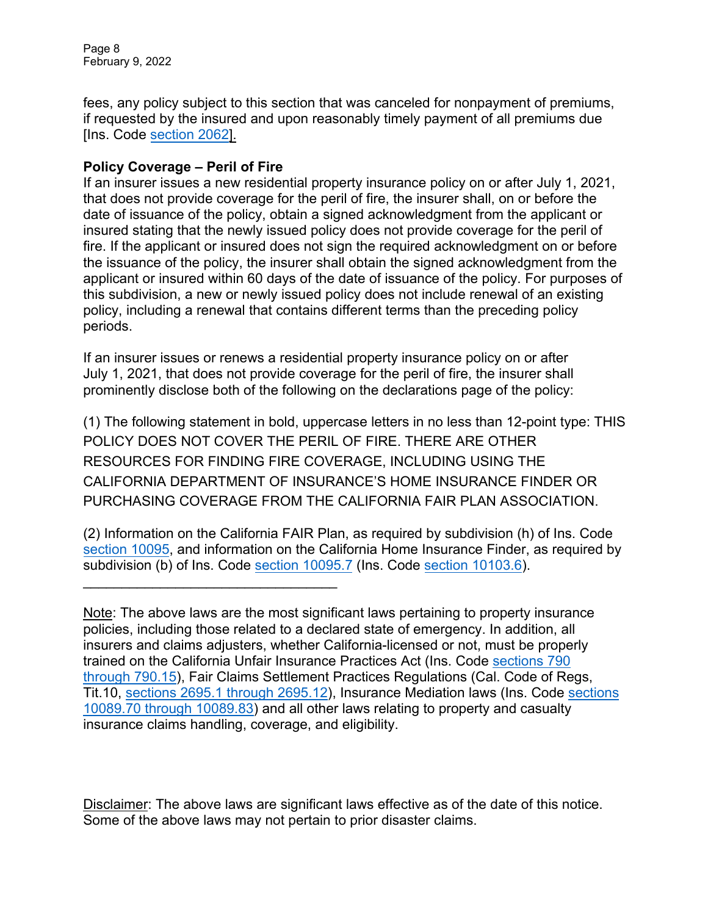fees, any policy subject to this section that was canceled for nonpayment of premiums, if requested by the insured and upon reasonably timely payment of all premiums due [Ins. Code section 2062].

**Policy Coverage – Peril of Fire**

If an insurer issues a new residential property insurance policy on or after July 1, 2021, that does not provide coverage for the peril of fire, the insurer shall, on or before the date of issuance of the policy, obtain a signed acknowledgment from the applicant or insured stating that the newly issued policy does not provide coverage for the peril of fire. If the applicant or insured does not sign the required acknowledgment on or before the issuance of the policy, the insurer shall obtain the signed acknowledgment from the applicant or insured within 60 days of the date of issuance of the policy. For purposes of this subdivision, a new or newly issued policy does not include renewal of an existing policy, including a renewal that contains different terms than the preceding policy periods.

If an insurer issues or renews a residential property insurance policy on or after July 1, 2021, that does not provide coverage for the peril of fire, the insurer shall prominently disclose both of the following on the declarations page of the policy:

(1) The following statement in bold, uppercase letters in no less than 12-point type: THIS POLICY DOES NOT COVER THE PERIL OF FIRE. THERE ARE OTHER RESOURCES FOR FINDING FIRE COVERAGE, INCLUDING USING THE CALIFORNIA DEPARTMENT OF INSURANCE'S HOME INSURANCE FINDER OR PURCHASING COVERAGE FROM THE CALIFORNIA FAIR PLAN ASSOCIATION.

(2) Information on the California FAIR Plan, as required by subdivision (h) of Ins. Code section 10095, and information on the California Home Insurance Finder, as required by subdivision (b) of Ins. Code section 10095.7 (Ins. Code section 10103.6).

---

Note: The above laws are the most significant laws pertaining to property insurance policies, including those related to a declared state of emergency. In addition, all insurers and claims adjusters, whether California-licensed or not, must be properly trained on the California Unfair Insurance Practices Act (Ins. Code sections 790 through 790.15), Fair Claims Settlement Practices Regulations (Cal. Code of Regs, Tit.10, sections 2695.1 through 2695.12), Insurance Mediation laws (Ins. Code sections 10089.70 through 10089.83) and all other laws relating to property and casualty insurance claims handling, coverage, and eligibility.

Disclaimer: The above laws are significant laws effective as of the date of this notice. Some of the above laws may not pertain to prior disaster claims.